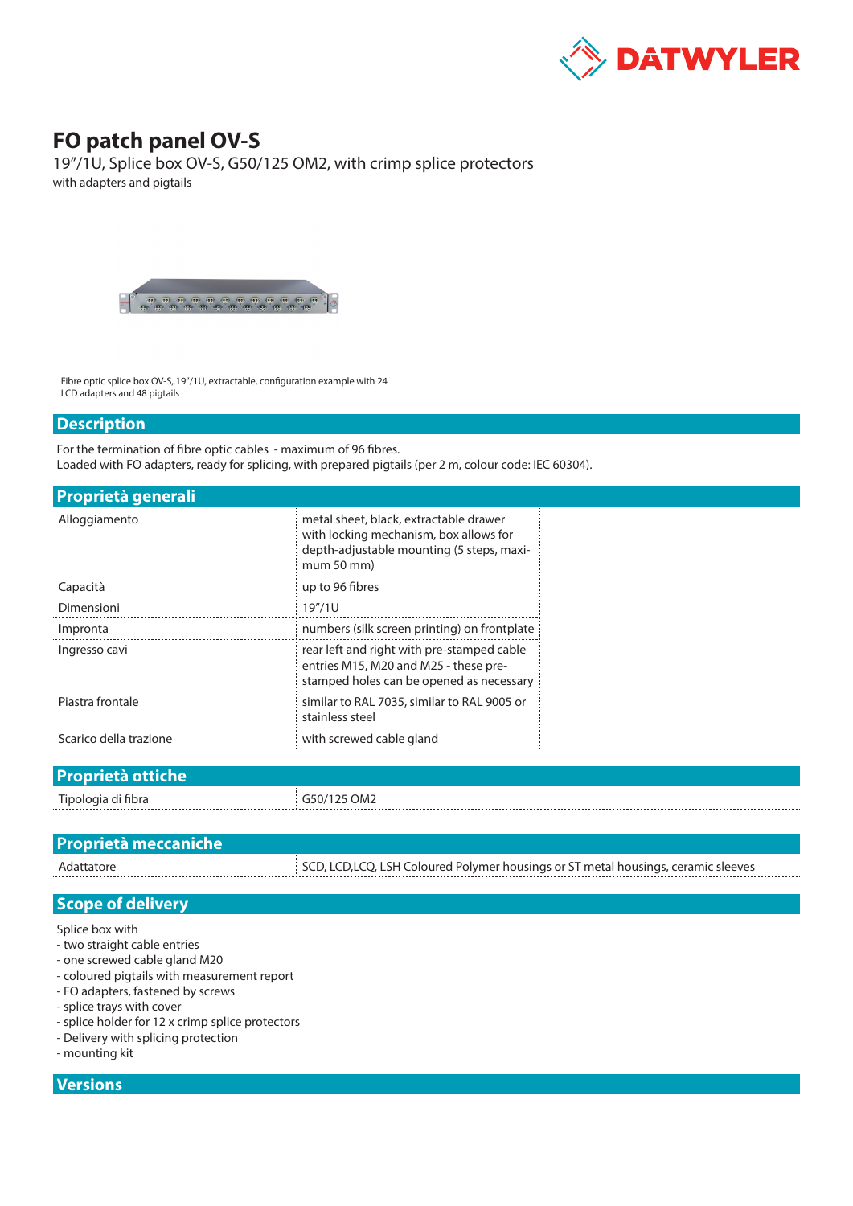# FO patch panel OV-S

19"/1U, Splice box OV-S, G50/125 OM2, with crimp splice protectors

with adapters and pigtails

Fibre optic splice box OV-S, 19"/1U, extractable, configuration example with 24 LCD adapters and 48 pigtails

## Description

For the termination of fibre optic cables - maximum of 96 fibres.
Loaded with FO adapters, ready for splicing, with prepared pigtails (per 2 m, colour code: IEC 60304).

## Proprietà generali

| | |
|---|---|
| Alloggiamento | metal sheet, black, extractable drawer with locking mechanism, box allows for depth-adjustable mounting (5 steps, maximum 50 mm) |
| Capacità | up to 96 fibres |
| Dimensioni | 19"/1U |
| Impronta | numbers (silk screen printing) on frontplate |
| Ingresso cavi | rear left and right with pre-stamped cable entries M15, M20 and M25 - these pre-stamped holes can be opened as necessary |
| Piastra frontale | similar to RAL 7035, similar to RAL 9005 or stainless steel |
| Scarico della trazione | with screwed cable gland |

## Proprietà ottiche

| | |
|---|---|
| Tipologia di fibra | G50/125 OM2 |

## Proprietà meccaniche

| | |
|---|---|
| Adattatore | SCD, LCD,LCQ, LSH Coloured Polymer housings or ST metal housings, ceramic sleeves |

## Scope of delivery

Splice box with
- two straight cable entries
- one screwed cable gland M20
- coloured pigtails with measurement report
- FO adapters, fastened by screws
- splice trays with cover
- splice holder for 12 x crimp splice protectors
- Delivery with splicing protection
- mounting kit

## Versions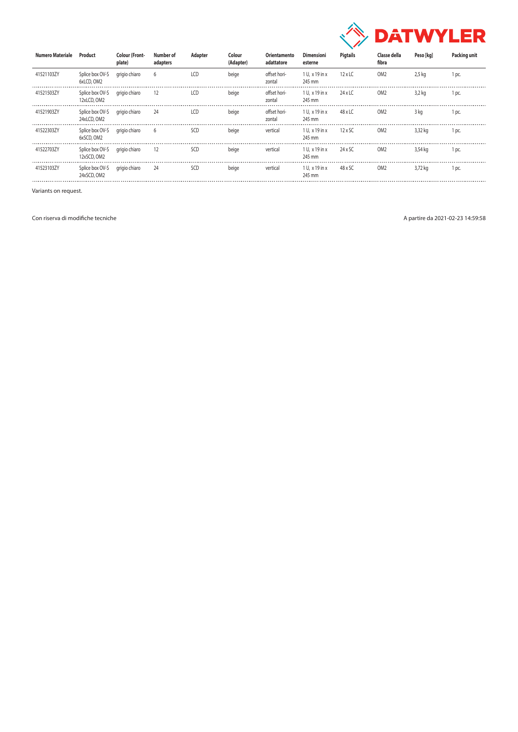| Numero Materiale | Product | Colour (Front-plate) | Number of adapters | Adapter | Colour (Adapter) | Orientamento adattatore | Dimensioni esterne | Pigtails | Classe della fibra | Peso [kg] | Packing unit |
|---|---|---|---|---|---|---|---|---|---|---|---|
| 41521103ZY | Splice box OV-S 6xLCD, OM2 | grigio chiaro | 6 | LCD | beige | offset hori-zontal | 1 U, x 19 in x 245 mm | 12 x LC | OM2 | 2,5 kg | 1 pc. |
| 41521503ZY | Splice box OV-S 12xLCD, OM2 | grigio chiaro | 12 | LCD | beige | offset hori-zontal | 1 U, x 19 in x 245 mm | 24 x LC | OM2 | 3,2 kg | 1 pc. |
| 41521903ZY | Splice box OV-S 24xLCD, OM2 | grigio chiaro | 24 | LCD | beige | offset hori-zontal | 1 U, x 19 in x 245 mm | 48 x LC | OM2 | 3 kg | 1 pc. |
| 41522303ZY | Splice box OV-S 6xSCD, OM2 | grigio chiaro | 6 | SCD | beige | vertical | 1 U, x 19 in x 245 mm | 12 x SC | OM2 | 3,32 kg | 1 pc. |
| 41522703ZY | Splice box OV-S 12xSCD, OM2 | grigio chiaro | 12 | SCD | beige | vertical | 1 U, x 19 in x 245 mm | 24 x SC | OM2 | 3,54 kg | 1 pc. |
| 41523103ZY | Splice box OV-S 24xSCD, OM2 | grigio chiaro | 24 | SCD | beige | vertical | 1 U, x 19 in x 245 mm | 48 x SC | OM2 | 3,72 kg | 1 pc. |

Variants on request.

Con riserva di modifiche tecniche

A partire da 2021-02-23 14:59:58